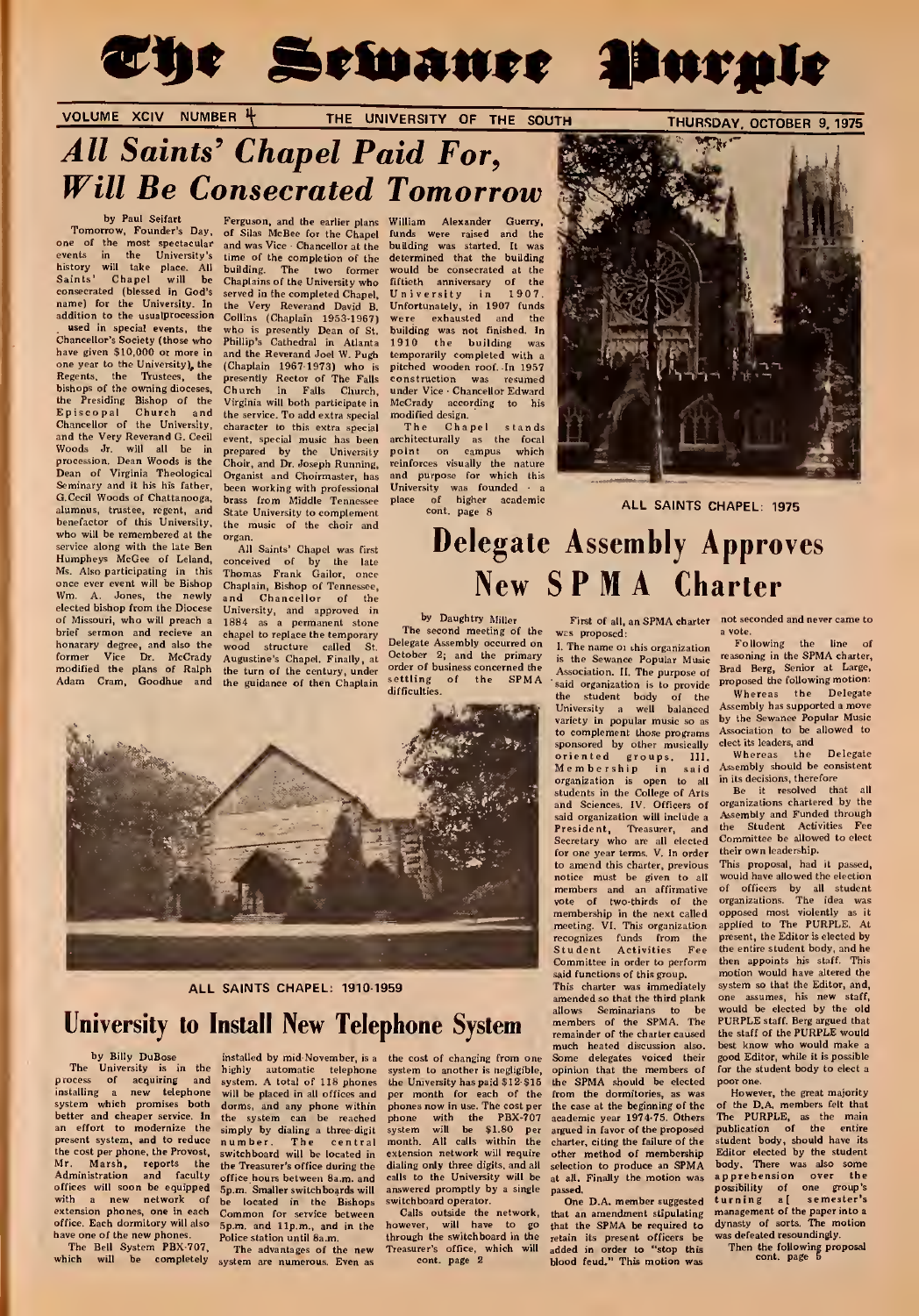# The Sewanee Purple

VOLUME XCIV NUMBER 4 — THE UNIVERSITY OF THE SOUTH — THURSDAY, OCTOBER 9, 1975

## *All Saints' Chapel Paid For, Will Be Consecrated Tomorrow*

by Paul Seifart

Tomorrow, Founder's Day, one of the most spectacular events in the University's history will take place. All Saints' Chapel will be consecrated (blessed in God's name) for the University. In addition to the usual procession used in special events, the Chancellor's Society (those who have given $10,000 or more in one year to the University), the Regents, the Trustees, the bishops of the owning dioceses, the Presiding Bishop of the Episcopal Church and Chancellor of the University, and the Very Reverend G. Cecil Woods Jr. will all be in procession. Dean Woods is the Dean of Virginia Theological Seminary and it his his father, G.Cecil Woods of Chattanooga, alumnus, trustee, regent, and benefactor of this University, who will be remembered at the service along with the late Ben Humpheys McGee of Leland, Ms. Also participating in this once ever event will be Bishop Wm. A. Jones, the newly elected bishop from the Diocese of Missouri, who will preach a brief sermon and recieve an honarary degree, and also the former Vice Dr. McCrady modified the plans of Ralph Adam Cram, Goodhue and Ferguson, and the earlier plans of Silas McBee for the Chapel and was Vice - Chancellor at the time of the completion of the building. The two former Chaplains of the University who served in the completed Chapel, the Very Reverend David B. Collins (Chaplain 1953-1967) who is presently Dean of St. Phillip's Cathedral in Atlanta and the Reverend Joel W. Pugh (Chaplain 1967-1973) who is presently Rector of The Falls Church in Falls Church, Virginia will both participate in the service. To add extra special character to this extra special event, special music has been prepared by the University Choir, and Dr. Joseph Running, Organist and Choirmaster, has been working with professional brass from Middle Tennessee State University to complement the music of the choir and organ.

All Saints' Chapel was first conceived of by the late Thomas Frank Gailor, once Chaplain, Bishop of Tennessee, and Chancellor of the University, and approved in 1884 as a permanent stone chapel to replace the temporary wood structure called St. Augustine's Chapel. Finally, at the turn of the century, under the guidance of then Chaplain William Alexander Guerry, funds were raised and the building was started. It was determined that the building would be consecrated at the fiftieth anniversary of the University in 1907. Unfortunately, in 1907 funds were exhausted and the building was not finished. In 1910 the building was temporarily completed with a pitched wooden roof. In 1957 construction was resumed under Vice - Chancellor Edward McCrady according to his modified design.

The Chapel stands architecturally as the focal point on campus which reinforces visually the nature and purpose for which this University was founded - a place of higher academic

cont. page 8

ALL SAINTS CHAPEL: 1975

ALL SAINTS CHAPEL: 1910-1959

## Delegate Assembly Approves New SPMA Charter

by Daughtry Miller

The second meeting of the Delegate Assembly occured on October 2; and the primary order of business concerned the settling of the SPMA difficulties.

First of all, an SPMA charter was proposed:

I. The name of this organization is the Sewanee Popular Music Association. II. The purpose of said organization is to provide the student body of the University a well balanced variety in popular music so as to complement those programs sponsored by other musically oriented groups. III. Membership in said organization is open to all students in the College of Arts and Sciences. IV. Officers of said organization will include a President, Treasurer, and Secretary who are all elected for one year terms. V. In order to amend this charter, previous notice must be given to all members and an affirmative vote of two-thirds of the membership in the next called meeting. VI. This organization recognizes funds from the Student Activities Fee Committee in order to perform said functions of this group.

This charter was immediately amended so that the third plank allows Seminarians to be members of the SPMA. The remainder of the charter caused much heated discussion also. Some delegates voiced their opinion that the members of the SPMA should be elected from the dormitories, as was the case at the beginning of the academic year 1974-75. Others argued in favor of the proposed charter, citing the failure of the other method of membership selection to produce an SPMA at all. Finally the motion was passed.

One D.A. member suggested that an amendment stipulating that the SPMA be required to retain its present officers be added in order to "stop this blood feud." This motion was not seconded and never came to a vote.

Following the line of reasoning in the SPMA charter, Brad Berg, Senior at Large, proposed the following motion:

Whereas the Delegate Assembly has supported a move by the Sewanee Popular Music Association to be allowed to elect its leaders, and

Whereas the Delegate Assembly should be consistent in its decisions, therefore

Be it resolved that all organizations chartered by the Assembly and Funded through the Student Activities Fee Committee be allowed to elect their own leadership.

This proposal, had it passed, would have allowed the election of officers by all student organizations. The idea was opposed most violently as it applied to The PURPLE. At present, the Editor is elected by the entire student body, and he then appoints his staff. This motion would have altered the system so that the Editor, and, one assumes, his new staff, would be elected by the old PURPLE staff. Brad Berg argued that the staff of the PURPLE would best know who would make a good Editor, while it is possible for the student body to elect a poor one.

However, the great majority of the D.A. members felt that The PURPLE, as the main publication of the entire student body, should have its Editor elected by the student body. There was also some apprehension over the possibility of one group's turning a[ semester's management of the paper into a dynasty of sorts. The motion was defeated resoundingly.

Then the following proposal

cont. page 5

## University to Install New Telephone System

by Billy DuBose

The University is in the process of acquiring and installing a new telephone system which promises both better and cheaper service. In an effort to modernize the present system, and to reduce the cost per phone, the Provost, Mr. Marsh, reports the Administration and faculty offices will soon be equipped with a new network of extension phones, one in each office. Each dormitory will also have one of the new phones.

The Bell System PBX-707, which will be completely installed by mid-November, is a highly automatic telephone system. A total of 118 phones will be placed in all offices and dorms, and any phone within the system can be reached simply by dialing a three-digit number. The central switchboard will be located in the Treasurer's office during the office hours between 8a.m. and 5p.m. Smaller switchboards will be located in the Bishops Common for service between 5p.m. and 11p.m., and in the Police station until 8a.m.

The advantages of the new system are numerous. Even as the cost of changing from one system to another is negligible, the University has paid $12-$15 per month for each of the phones now in use. The cost per phone with the PBX-707 system will be $1.80 per month. All calls within the extension network will require dialing only three digits, and all calls to the University will be answered promptly by a single switchboard operator.

Calls outside the network, however, will have to go through the switchboard in the Treasurer's office, which will

cont. page 2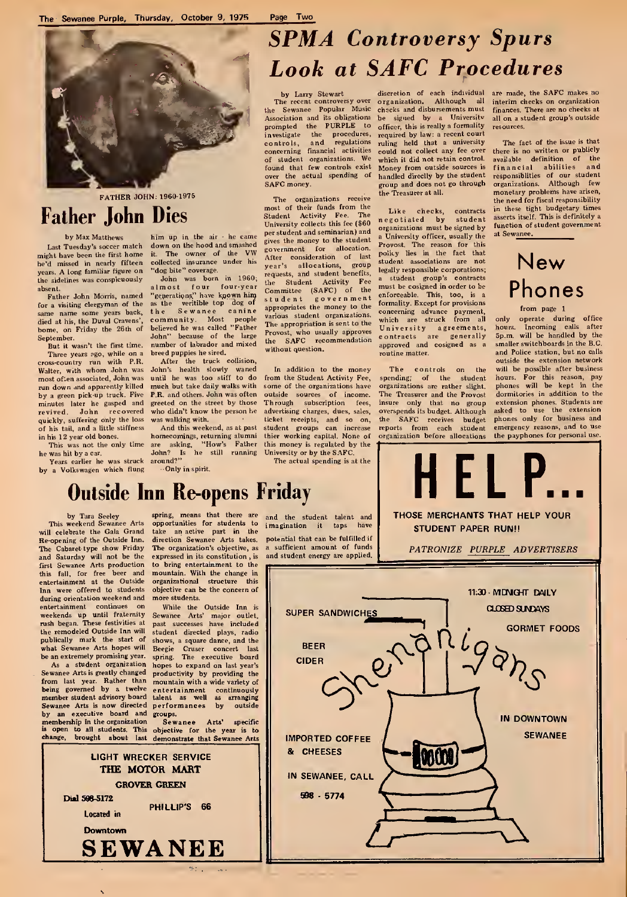FATHER JOHN: 1960-1975

# Father John Dies

by Max Matthews

Last Tuesday's soccer match might have been the first home he'd missed in nearly fifteen years. A long familiar figure on the sidelines was conspicuously absent.

Father John Morris, named for a visiting clergyman of the same name some years back, died at his, the Duval Cravens', home, on Friday the 26th of September.

But it wasn't the first time. Three years ago, while on a cross-country run with P.R. Walter, with whom John was most often associated, John was run down and apparently killed by a green pick-up truck. Five minutes later he gasped and revived. John recovered quickly, suffering only the loss of his tail, and a little stiffness in his 12 year old bones.

This was not the only time he was hit by a car.

Years earlier he was struck by a Volkswagen which flung him up in the air - he came down on the hood and smashed it. The owner of the VW collected insurance under his "dog bite" coverage.

John was born in 1960; almost four four-year "generations" have known him as the veritible top dog of the Sewanee canine community. Most people believed he was called "Father John" because of the large number of labrador and mixed breed puppies he sired.

After the truck collision, John's health slowly waned until he was too stiff to do much but take daily walks with P.R. and others. John was often greeted on the street by those who didn't know the person he was walking with.

And this weekend, as at past homecomings, returning alumni are asking, "How's Father John? Is he still running around?"

--Only in spirit.

# SPMA Controversy Spurs Look at SAFC Procedures

by Larry Stewart

The recent controversy over the Sewanee Popular Music Association and its obligations prompted the PURPLE to investigate the procedures, controls, and regulations concerning financial activities of student organizations. We found that few controls exist over the actual spending of SAFC money.

The organizations receive most of their funds from the Student Activity Fee. The University collects this fee ($60 per student and seminarian) and gives the money to the student government for allocation. After consideration of last year's allocations, group requests, and student benefits, the Student Activity Fee Committee (SAFC) of the student government appropriates the money to the various student organizations. The appropriation is sent to the Provost, who usually approves the SAFC recommendation without question.

In addition to the money from the Student Activity Fee, some of the organizations have outside sources of income. Through subscription fees, advertising charges, dues, sales, ticket receipts, and so on, student groups can increase thier working capital. None of this money is regulated by the University or by the SAFC.

The actual spending is at the discretion of each individual organization. Although all checks and disbursements must be signed by a University officer, this is really a formality required by law: a recent court ruling held that a university could not collect any fee over which it did not retain control. Money from outside sources is handled directly by the student group and does not go through the Treasurer at all.

Like checks, contracts negotiated by student organizations must be signed by a University officer, usually the Provost. The reason for this policy lies in the fact that student associations are not legally responsible corporations; a student group's contracts must be cosigned in order to be enforceable. This, too, is a formality. Except for provisions concerning advance payment, which are struck from all University agreements, contracts are generally approved and cosigned as a routine matter.

The controls on the spending; of the student organizations are rather slight. The Treasurer and the Provost insure only that no group overspends its budget. Although the SAFC receives budget reports from each student organization before allocations are made, the SAFC makes no interim checks on organization finances. There are no checks at all on a student group's outside resources.

The fact of the issue is that there is no written or publicly available definition of the financial abilities and responsiblities of our student organizations. Although few monetary problems have arisen, the need for fiscal responsibility in these tight budgetary times asserts itself. This is definitely a function of student government at Sewanee.

# New Phones

from page 1

only operate during office hours. Incoming calls after 5p.m. will be handled by the smaller switchboards in the B.C. and Police station, but no calls outside the extension network will be possible after business hours. For this reason, pay phones will be kept in the dormitories in addition to the extension phones. Students are asked to use the extension phones only for business and emergency reasons, and to use the payphones for personal use.

# Outside Inn Re-opens Friday

by Tara Seeley

This weekend Sewanee Arts will celebrate the Gala Grand Re-opening of the Outside Inn. The Cabaret-type show Friday and Saturday will not be the first Sewanee Arts production this fall, for free beer and entertainment at the Outside Inn were offered to students during orientation weekend and entertainment continues on weekends up until fraternity rush began. These festivities at the remodeled Outside Inn will publically mark the start of what Sewanee Arts hopes will be an extremely promising year.

As a student organization Sewanee Arts is greatly changed from last year. Rather than being governed by a twelve member student advisory board Sewanee Arts is now directed by an executive board and membership in the organization is open to all students. This change, brought about last spring, means that there are opportunities for students to take an active part in the direction Sewanee Arts takes. The organization's objective, as expressed in its constitution, is to bring entertainment to the mountain. With the change in organizational structure this objective can be the concern of more students.

While the Outside Inn is Sewanee Arts' major outlet, past successes have included student directed plays, radio shows, a square dance, and the Beegie Cruser concert last spring. The executive board hopes to expand on last year's productivity by providing the mountain with a wide variety of entertainment continuously talent as well as arranging performances by outside groups.

Sewanee Arts' specific objective for the year is to demonstrate that Sewanee Arts and the student talent and imagination it taps have potential that can be fulfilled if a sufficient amount of funds and student energy are applied.

LIGHT WRECKER SERVICE
THE MOTOR MART
GROVER GREEN
Dial 598-5172
PHILLIP'S 66
Located in
Downtown
SEWANEE

HELP...
THOSE MERCHANTS THAT HELP YOUR STUDENT PAPER RUN!!
*PATRONIZE PURPLE ADVERTISERS*

Shenanigans
11:30 - MIDNIGHT DAILY
CLOSED SUNDAYS
SUPER SANDWICHES
GORMET FOODS
BEER
CIDER
IN DOWNTOWN SEWANEE
IMPORTED COFFEE & CHEESES
IN SEWANEE, CALL
598 - 5774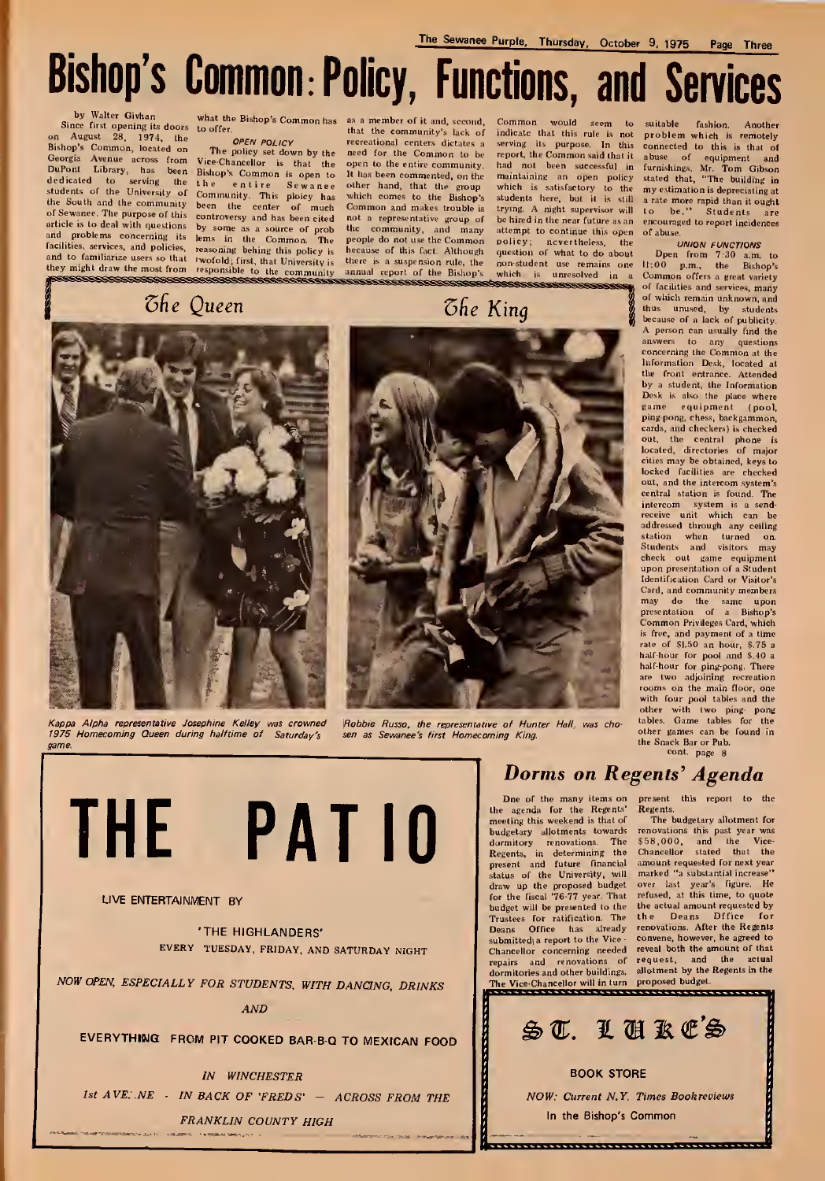# Bishop's Common: Policy, Functions, and Services

by Walter Givhan

Since first opening its doors on August 28, 1974, the Bishop's Common, located on Georgia Avenue across from DuPont Library, has been dedicated to serving the students of the University of the South and the community of Sewanee. The purpose of this article is to deal with questions and problems concerning its facilities, services, and policies, and to familiarize users so that they might draw the most from what the Bishop's Common has to offer.

### OPEN POLICY

The policy set down by the Vice-Chancellor is that the Bishop's Common is open to the entire Sewanee Community. This ploicy has been the center of much controversy and has been cited by some as a source of problems in the Common. The reasoning behing this policy is twofold; first, that University is responsible to the community as a member of it and, second, that the community's lack of recreational centers dictates a need for the Common to be open to the entire community. It has been commented, on the other hand, that the group which comes to the Bishop's Common and makes trouble is not a representative group of the community, and many people do not use the Common because of this fact. Although there is a suspension rule, the annual report of the Bishop's Common would seem to indicate that this rule is not serving its purpose. In this report, the Common said that it had not been successful in maintaining an open policy which is satisfactory to the students here, but it is still trying. A night supervisor will be hired in the near future as an attempt to continue this open policy; nevertheless, the question of what to do about non-student use remains one which is unresolved in a suitable fashion. Another problem which is remotely connected to this is that of abuse of equipment and furnishings. Mr. Tom Gibson stated that, "The building in my estimation is depreciating at a rate more rapid than it ought to be." Students are encouraged to report incidences of abuse.

### UNION FUNCTIONS

Open from 7:30 a.m. to 11:00 p.m., the Bishop's Common offers a great variety of facilities and services, many of which remain unknown, and thus unused, by students because of a lack of publicity. A person can usually find the answers to any questions concerning the Common at the Information Desk, located at the front entrance. Attended by a student, the Information Desk is also the place where game equipment (pool, ping-pong, chess, backgammon, cards, and checkers) is checked out, the central phone is located, directories of major cities may be obtained, keys to locked facilities are checked out, and the intercom system's central station is found. The intercom system is a send-receive unit which can be addressed through any ceiling station when turned on. Students and visitors may check out game equipment upon presentation of a Student Identification Card or Visitor's Card, and community members may do the same upon presentation of a Bishop's Common Privileges Card, which is free, and payment of a time rate of $1.50 an hour, $.75 a half-hour for pool and $.40 a half-hour for ping-pong. There are two adjoining recreation rooms on the main floor, one with four pool tables and the other with two ping- pong tables. Game tables for the other games can be found in the Snack Bar or Pub.

cont. page 8

## The Queen

*Kappa Alpha representative Josephine Kelley was crowned 1975 Homecoming Queen during halftime of Saturday's game.*

## The King

*Robbie Russo, the representative of Hunter Hall, was chosen as Sewanee's first Homecoming King.*

---

# THE PATIO

LIVE ENTERTAINMENT BY

'THE HIGHLANDERS'

EVERY TUESDAY, FRIDAY, AND SATURDAY NIGHT

*NOW OPEN, ESPECIALLY FOR STUDENTS, WITH DANCING, DRINKS*

*AND*

EVERYTHING FROM PIT COOKED BAR-B-Q TO MEXICAN FOOD

*IN WINCHESTER*

*1st AVENUE - IN BACK OF 'FREDS' — ACROSS FROM THE*

*FRANKLIN COUNTY HIGH*

---

## Dorms on Regents' Agenda

One of the many items on the agenda for the Regents' meeting this weekend is that of budgetary allotments towards dormitory renovations. The Regents, in determining the present and future financial status of the University, will draw up the proposed budget for the fiscal '76-77 year. That budget will be presented to the Trustees for ratification. The Deans Office has already submitted a report to the Vice-Chancellor concerning needed repairs and renovations of dormitories and other buildings. The Vice-Chancellor will in turn present this report to the Regents.

The budgetary allotment for renovations this past year was $58,000, and the Vice-Chancellor stated that the amount requested for next year marked "a substantial increase" over last year's figure. He refused, at this time, to quote the actual amount requested by the Deans Office for renovations. After the Regents convene, however, he agreed to reveal both the amount of that request, and the actual allotment by the Regents in the proposed budget.

---

# ST. LUKE'S

BOOK STORE

*NOW: Current N.Y. Times Bookreviews*

In the Bishop's Common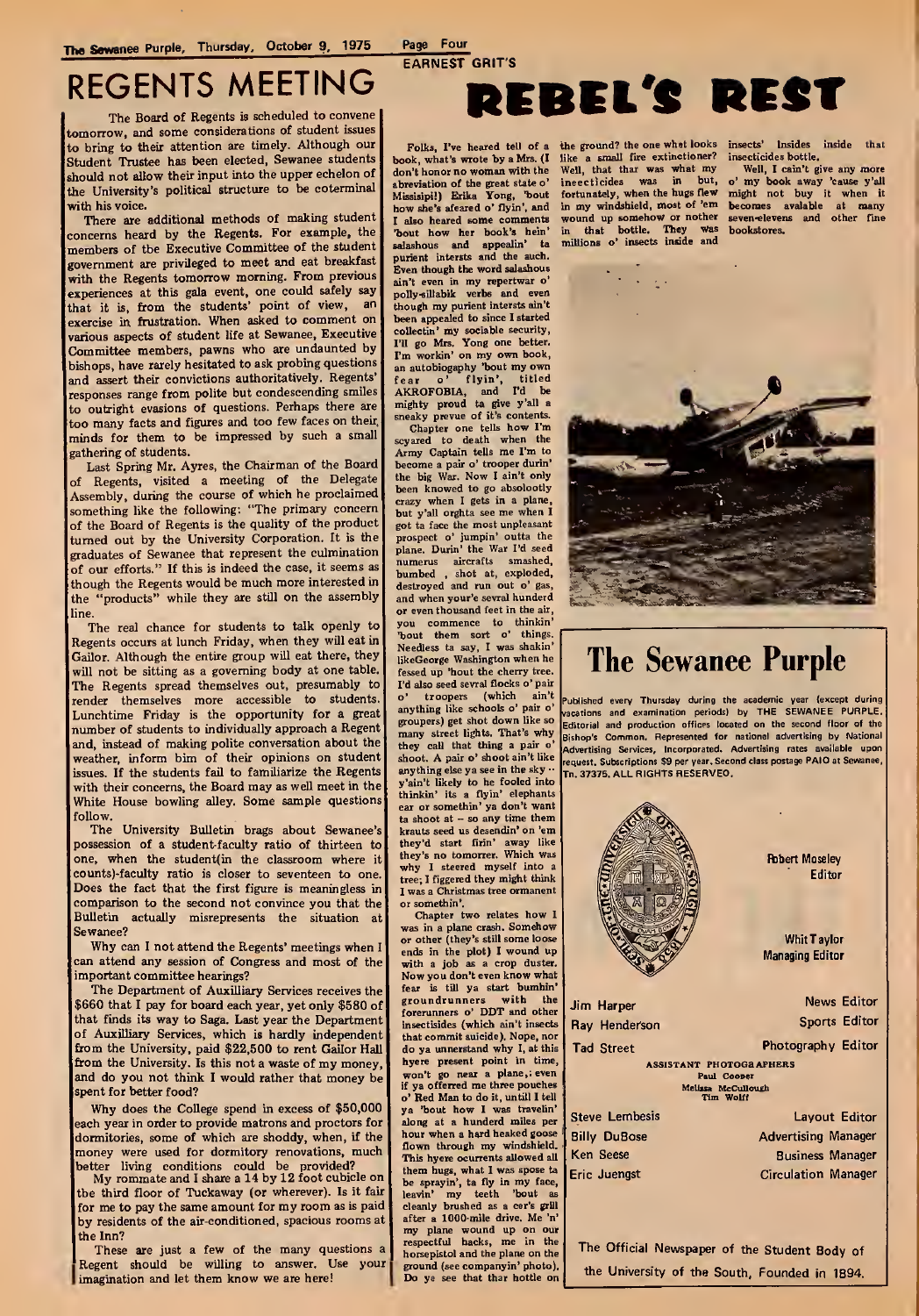# REGENTS MEETING

The Board of Regents is scheduled to convene tomorrow, and some considerations of student issues to bring to their attention are timely. Although our Student Trustee has been elected, Sewanee students should not allow their input into the upper echelon of the University's political structure to be coterminal with his voice.

There are additional methods of making student concerns heard by the Regents. For example, the members of the Executive Committee of the student government are privileged to meet and eat breakfast with the Regents tomorrow morning. From previous experiences at this gala event, one could safely say that it is, from the students' point of view, an exercise in frustration. When asked to comment on various aspects of student life at Sewanee, Executive Committee members, pawns who are undaunted by bishops, have rarely hesitated to ask probing questions and assert their convictions authoritatively. Regents' responses range from polite but condescending smiles to outright evasions of questions. Perhaps there are too many facts and figures and too few faces on their minds for them to be impressed by such a small gathering of students.

Last Spring Mr. Ayres, the Chairman of the Board of Regents, visited a meeting of the Delegate Assembly, during the course of which he proclaimed something like the following: "The primary concern of the Board of Regents is the quality of the product turned out by the University Corporation. It is the graduates of Sewanee that represent the culmination of our efforts." If this is indeed the case, it seems as though the Regents would be much more interested in the "products" while they are still on the assembly line.

The real chance for students to talk openly to Regents occurs at lunch Friday, when they will eat in Gailor. Although the entire group will eat there, they will not be sitting as a governing body at one table. The Regents spread themselves out, presumably to render themselves more accessible to students. Lunchtime Friday is the opportunity for a great number of students to individually approach a Regent and, instead of making polite conversation about the weather, inform him of their opinions on student issues. If the students fail to familiarize the Regents with their concerns, the Board may as well meet in the White House bowling alley. Some sample questions follow.

The University Bulletin brags about Sewanee's possession of a student-faculty ratio of thirteen to one, when the student(in the classroom where it counts)-faculty ratio is closer to seventeen to one. Does the fact that the first figure is meaningless in comparison to the second not convince you that the Bulletin actually misrepresents the situation at Sewanee?

Why can I not attend the Regents' meetings when I can attend any session of Congress and most of the important committee hearings?

The Department of Auxiliary Services receives the $660 that I pay for board each year, yet only $580 of that finds its way to Saga. Last year the Department of Auxiliary Services, which is hardly independent from the University, paid $22,500 to rent Gailor Hall from the University. Is this not a waste of my money, and do you not think I would rather that money be spent for better food?

Why does the College spend in excess of $50,000 each year in order to provide matrons and proctors for dormitories, some of which are shoddy, when, if the money were used for dormitory renovations, much better living conditions could be provided?

My roommate and I share a 14 by 12 foot cubicle on the third floor of Tuckaway (or wherever). Is it fair for me to pay the same amount for my room as is paid by residents of the air-conditioned, spacious rooms at the Inn?

These are just a few of the many questions a Regent should be willing to answer. Use your imagination and let them know we are here!

EARNEST GRIT'S

# REBEL'S REST

Folks, I've heared tell of a book, what's wrote by a Mrs. (I don't honor no woman with the abreviation of the great state o' Missisipi!) Erika Yong, 'bout how she's afeared o' flyin', and I also heared some comments 'bout how her book's bein' salashous and appealin' ta purient intersts and the such. Even though the word salashous ain't even in my repertwar o' polly-sillabik verbs and even though my purient intersts ain't been appealed to since I started collectin' my sociable security, I'll go Mrs. Yong one better. I'm workin' on my own book, an autobiography 'bout my own fear o' flyin', titled AKROFOBIA, and I'd be mighty proud ta give y'all a sneaky prevue of it's contents.

Chapter one tells how I'm scyared to death when the Army Captain tells me I'm to become a pair o' trooper durin' the big War. Now I ain't only been knowed to go absolootly crazy when I gets in a plane, but y'all orghta see me when I got ta face the most unpleasant prospect o' jumpin' outta the plane. Durin' the War I'd seed numerus aircrafts smashed, bumbed, shot at, exploded, destroyed and run out o' gas, and when your'e sevral hunderd or even thousand feet in the air, you commence to thinkin' 'bout them sort o' things. Needless ta say, I was shakin' likeGeorge Washington when he fessed up 'bout the cherry tree. I'd also seed sevral flocks o' pair o' troopers (which ain't anything like schools o' pair o' groupers) get shot down like so many street lights. That's why they call that thing a pair o' shoot. A pair o' shoot ain't like anything else ya see in the sky -- y'ain't likely to be fooled into thinkin' its a flyin' elephants ear or somethin' ya don't want ta shoot at -- so any time them krauts seed us desendin' on 'em they'd start firin' away like they's no tomorrer. Which was why I steered myself into a tree; I figgered they might think I was a Christmas tree ornament or somethin'.

Chapter two relates how I was in a plane crash. Somehow or other (they's still some loose ends in the plot) I wound up with a job as a crop duster. Now you don't even know what fear is till ya start bumbin' groundrunners with the forerunners o' DDT and other insectisides (which ain't insects that commit suicide). Nope, nor do ya unnerstand why I, at this hyere present point in time, won't go near a plane,; even if ya offerred me three pouches o' Red Man to do it, untill I tell ya 'bout how I was travelin' along at a hunderd miles per hour when a hard headed goose flown through my windshield. This hyere ocurrents allowed all them bugs, what I was spose ta be sprayin', ta fly in my face, leavin' my teeth 'bout as cleanly brushed as a car's grill after a 1000-mile drive. Me 'n' my plane wound up on our respectful backs, me in the horsepistol and the plane on the ground (see companyin' photo). Do ya see that thar bottle on the ground? the one whet looks like a small fire extinctioner? Well, that thar was what my insecticides was in but, fortunately, when the bugs flew in my windshield, most of 'em wound up somehow or nother in that bottle. They was millions o' insects inside and insects' insides inside that insecticides bottle.

Well, I cain't give any more o' my book away 'cause y'all might not buy it when it becomes avalable at many seven-elevens and other fine bookstores.

# The Sewanee Purple

Published every Thursday during the academic year (except during vacations and examination periods) by THE SEWANEE PURPLE. Editorial and production offices located on the second floor of the Bishop's Common. Represented for national advertising by National Advertising Services, Incorporated. Advertising rates available upon request. Subscriptions $9 per year. Second class postage PAID at Sewanee, Tn. 37375. ALL RIGHTS RESERVED.

Robert Moseley
Editor

Whit Taylor
Managing Editor

| | |
|---|---|
| Jim Harper | News Editor |
| Ray Henderson | Sports Editor |
| Tad Street | Photography Editor |

ASSISTANT PHOTOGRAPHERS
Paul Cooper
Melissa McCullough
Tim Wolff

| | |
|---|---|
| Steve Lembesis | Layout Editor |
| Billy DuBose | Advertising Manager |
| Ken Seese | Business Manager |
| Eric Juengst | Circulation Manager |

The Official Newspaper of the Student Body of the University of the South, Founded in 1894.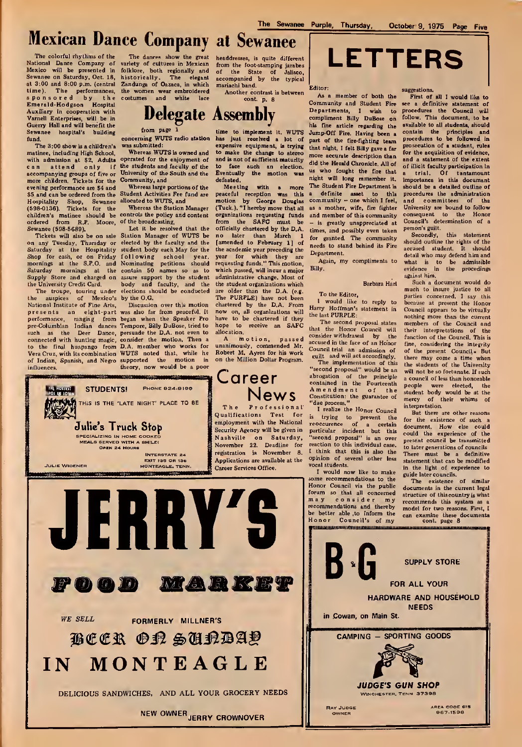# Mexican Dance Company at Sewanee

The colorful rhythms of the National Dance Company of Mexico will be presented in Sewanee on Saturday, Oct. 18, at 3:00 and 8:00 p.m. (central time). The performances, sponsored by the Emerald-Hodgson Hospital Auxiliary in cooperation with Varnell Enterprises, will be in Guerry Hall and will benefit the Sewanee hospital's building fund.

The 3:00 show is a children's matinee, including High School, with admission at $2. Adults can attend only if accompanying groups of five or more children. Tickets for the evening performance are $4 and $5 and can be ordered from the Hospitality Shop, Sewanee (598-0136). Tickets for the children's matinee should be ordered from R.P. Moore, Sewanee (598-5689).

Tickets will also be on sale on any Tuesday, Thursday or Saturday at the Hospitality Shop for cash, or on Friday mornings at the S.P.O. and Saturday mornings at the Supply Store and charged on the University Credit Card.

The troupe, touring under the auspices of Mexico's National Institute of Fine Arts, presents an eight-part performance, ranging from pre-Columbian Indian dances such as the Deer Dance, connected with hunting magic, to the final huapango from Vera Cruz, with its combination of Indian, Spanish, and Negro influences.

The dances show the great variety of cultures in Mexican folklore, both regionally and historically. The elegant Zandunga of Oazaca, in which the women wear embroidered costumes and white lace headdresses, is quite different from the foot-stamping jarabes of the State of Jalisco, accompanied by the typical mariachi band.

Another contrast is between

cont. p. 8

# Delegate Assembly

from page 1

concerning WUTS radio station was submitted:

Whereas WUTS is owned and operated for the enjoyment of the students and faculty of the University of the South and the Community, and

Whereas large portions of the Student Activities Fee fund are allocated to WUTS, and

Whereas the Station Manager controls the policy and content of the broadcasting,

Let it be resolved that the Station Manager of WUTS be elected by the faculty and the student body each May for the following school year. Nominating petitions should contain 50 names so as to assure support by the student body and faculty, and the elections should be conducted by the O.G.

Discussion over this motion was also far from peaceful. It began when the Speaker Pro Tempore, Billy DuBose, tried to persuade the D.A. not even to consider the motion. Then a D.A. member who works for WUTS noted that, while he supported the motion in theory, now would be a poor time to implement it. WUTS has just received a lot of expensive equipment, is trying to make the change to stereo and is not of sufficient maturity to face such an election. Eventually the motion was defeated.

Meeting with a more peaceful reception was this motion by George Douglas (Tuck.). "I hereby move that all organizations requesting funds from the SAFC must be officially chartered by the D.A. no later than March 1 [amended to February 1] of the academic year preceding the year for which they are requesting funds." This motion, which passed, will incur a major administrative change. Most of the student organizations which are older than the D.A. (e.g. The PURPLE) have not been chartered by the D.A. From now on, all organizations will have to be chartered if they hope to receive an SAFC allocation.

A motion, passed unanimously, commended Mr. Robert M. Ayres for his work on the Million Dollar Program.

# Career News

The Professional Qualifications Test for employment with the National Security Agency will be given in Nashville on Saturday, November 22. Deadline for registration is November 8. Applications are available at the Career Services Office.

STUDENTS! PHONE 924-9199

THIS IS THE 'LATE NIGHT' PLACE TO BE

**Julie's Truck Stop**

SPECIALIZING IN HOME COOKED MEALS SERVED WITH A SMILE! OPEN 24 HOURS

JULIE WIDENER — INTERSTATE 24 EXIT 135 OR 136 MONTEAGLE, TENN.

# JERRY'S FOOD MARKET

*WE SELL* — FORMERLY MILLNER'S

BEER ON SUNDAY

IN MONTEAGLE

DELICIOUS SANDWICHES, AND ALL YOUR GROCERY NEEDS

NEW OWNER JERRY CROWNOVER

# LETTERS

Editor:

As a member of both the Community and Student Fire Departments, I wish to compliment Billy DuBose on his fine article regarding the Jump-Off Fire. Having been a part of the fire-fighting team that night, I felt Billy gave a far more accurate description than did the Herald Chronicle. All of us who fought the fire that night will long remember it. The Student Fire Department is a definite asset to this community -- one which I feel, as a mother, wife, fire fighter and member of this community -- is greatly unappreciated at times, and possibly even taken for granted. The community needs to stand behind its Fire Department.

Again, my compliments to Billy.

Barbara Hari

To the Editor,

I would like to reply to Harry Hoffman's statement in the last PURPLE:

The second proposal states that the Honor Council will consider withdrawal by the accused in the face of an Honor Council trial an admission of guilt and will act accordingly.

The implementation of this "second proposal" would be an abrogation of the principle contained in the Fourteenth Amendment of the Constitution: the guarantee of "due process."

I realize the Honor Council is trying to prevent the reoccurence of a certain particular incident but this "second proposal" is an over reaction to this individual case. I think that this is also the opinion of several other less vocal students.

I would now like to make some recommendations to the Honor Council via the public forum so that all concerned may consider my recommendations and thereby be better able to inform the Honor Council's of my suggestions.

First of all I would like to see a definitive statement of procedures the Council will follow. This document, to be available to all students, should contain the principles and procedures to be followed in prosecution of a student, rules for the acquisition of evidence, and a statement of the extent of illicit faculty participation in a trial. Of tantamount importance in this document should be a detailed outline of procedures the administration and committees of the University are bound to follow consequent to the Honor Council's determination of a person's guilt.

Secondly, this statement should outline the rights of the accused student. It should detail who may defend him and what is to be admissible evidence in the procedings against him.

Such a document would do much to insure justice to all parties concerned. I say this because at present the Honor Council appears to be virtually nothing more than the current members of the Council and their interpretations of the function of the Council. This is fine, considering the integrity of the present Council. But there may come a time when the students of the University will not be so fortunate. If such a council of less than honorable people were elected, the student body would be at the mercy of their whims of interpretation.

But there are other reasons for the existence of such a document. How else could the experience of the present council be transmitted to later generations of councils. There must be a definitive statement that can be modified in the light of experience to guide later councils.

The existence of similar documents in the current legal structure of this country is what recommends this system as a model for two reasons. First, I can examine these documents

cont. page 8

**B & G SUPPLY STORE**

FOR ALL YOUR HARDWARE AND HOUSEHOLD NEEDS

in Cowan, on Main St.

CAMPING — SPORTING GOODS

***JUDGE'S GUN SHOP***

WINCHESTER, TENN 37398

RAY JUDGE, OWNER — AREA CODE 615 967-1598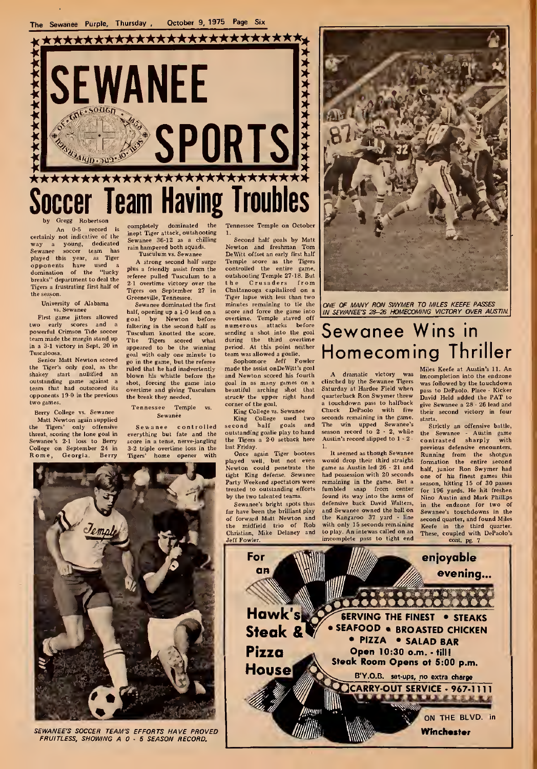# SEWANEE SPORTS

# Soccer Team Having Troubles

by Gregg Robertson

An 0-5 record is certainly not indicative of the way a young, dedicated Sewanee soccer team has played this year, as Tiger opponents have used a domination of the "lucky breaks" department to deal the Tigers a frustrating first half of the season.

**University of Alabama vs. Sewanee**

First game jitters allowed two early scores and a powerful Crimson Tide soccer team made the margin stand up in a 3-1 victory in Sept. 20 in Tuscaloosa.

Senior Matt Newton scored the Tiger's only goal, as the shakey start nullified an outstanding game against a team that had outscored its opponents 19-0 in the previous two games.

**Berry College vs. Sewanee**

Matt Newton again supplied the Tigers' only offensive threat, scoring the lone goal in Sewanee's 2-1 loss to Berry College on September 24 in Rome, Georgia. Berry completely dominated the inept Tiger attack, outshooting Sewanee 36-12 as a chilling rain hampered both squads.

**Tusculum vs. Sewanee**

A strong second half surge plus a friendly assist from the referee pulled Tusculum to a 2-1 overtime victory over the Tigers on September 27 in Greeneville, Tennessee.

Sewanee dominated the first half, opening up a 1-0 lead on a goal by Newton before faltering in the second half as Tusculum knotted the score. The Tigers scored what appeared to be the winning goal with only one minute to go in the game, but the referee ruled that he had inadvertently blown his whistle before the shot, forcing the game into overtime and giving Tusculum the break they needed.

**Tennessee Temple vs. Sewanee**

Sewanee controlled everything but fate and the score in a tense, nerve-jangling 3-2 triple overtime loss in the Tigers' home opener with Tennessee Temple on October 1.

Second half goals by Matt Newton and freshman Tom DeWitt offset an early first half Temple score as the Tigers controlled the entire game, outshooting Temple 27-18. But the Crusaders from Chattanooga capitalized on a Tiger lapse with less than two minutes remaining to tie the score and force the game into overtime. Temple staved off numerous attacks before sending a shot into the goal during the third overtime period. At this point neither team was allowed a goalie.

Sophomore Jeff Fowler made the assist on DeWitt's goal and Newton scored his fourth goal in as many games on a beautiful arching shot that struck the upper right hand corner of the goal.

**King College vs. Sewanee**

King College used two second half goals and outstanding goalie play to hand the Tigers a 2-0 setback here last Friday.

Once again Tiger booters played well, but not even Newton could penetrate the tight King defense. Sewanee Party Weekend spectators were treated to outstanding efforts by the two talented teams.

Sewanee's bright spots thus far have been the brilliant play of forward Matt Newton and the midfield trio of Rob Christian, Mike Delaney and Jeff Fowler.

SEWANEE'S SOCCER TEAM'S EFFORTS HAVE PROVED FRUITLESS, SHOWING A 0 - 5 SEASON RECORD.

ONE OF MANY RON SWYMER TO MILES KEEFE PASSES IN SEWANEE'S 28-26 HOMECOMING VICTORY OVER AUSTIN.

# Sewanee Wins in Homecoming Thriller

A dramatic victory was clinched by the Sewanee Tigers Saturday at Hardee Field when quarterback Ron Swymer threw a touchdown pass to halfback Chuck DePaolo with five seconds remaining in the game. The win upped Sewanee's season record to 2 - 2, while Austin's record slipped to 1 - 2 - 1.

It seemed as though Sewanee would drop their third straight game as Austin led 26 - 21 and had possession with 20 seconds remaining in the game. But a fumbled snap from center found its way into the arms of defensive back David Walters, and Sewanee owned the ball on the Kangaroo 37 yard - line with only 15 seconds remaining to play. An intewas called on an imcomplete pass to tight end Miles Keefe at Austin's 11. An imcompletion into the endzone was followed by the touchdown pass to DePaolo. Place - Kicker David Held added the PAT to give Sewanee a 28 - 26 lead and their second victory in four starts.

Strictly an offensive battle, the Sewanee - Austin game contrasted sharply with previous defensive encounters. Running from the shotgun formation the entire second half, junior Ron Swymer had one of his finest games this season, hitting 15 of 30 passes for 196 yards. He hit freshen Nino Austin and Mark Phillips in the endzone for two of Sewanee's touchdowns in the second quarter, and found Miles Keefe in the third quarter. These, coupled with DePaolo's

cont. pg. 7

For an enjoyable evening...

**Hawk's Steak & Pizza House**

SERVING THE FINEST • STEAKS • SEAFOOD • BROASTED CHICKEN • PIZZA • SALAD BAR

Open 10:30 a.m. - till!

Steak Room Opens at 5:00 p.m.

B'Y.O.B. set-ups, no extra charge

CARRY-OUT SERVICE - 967-1111

ON THE BLVD. in **Winchester**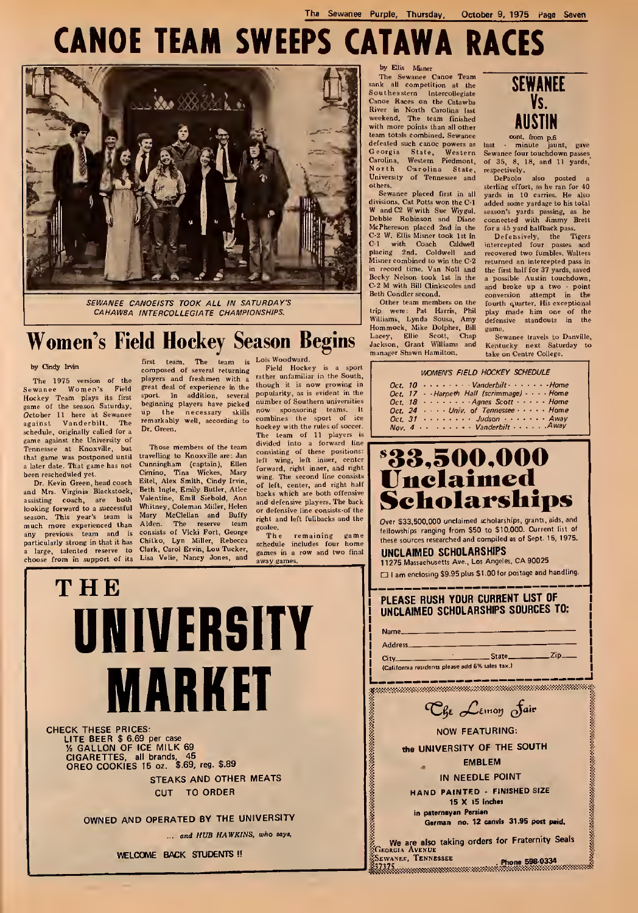# CANOE TEAM SWEEPS CATAWA RACES

SEWANEE CANOEISTS TOOK ALL IN SATURDAY'S CAHAWBA INTERCOLLEGIATE CHAMPIONSHIPS.

by Ellis Misner

The Sewanee Canoe Team sank all competition at the Southeastern Intercollegiate Canoe Races on the Catawba River in North Carolina last weekend. The team finished with more points than all other team totals combined. Sewanee defeated such canoe powers as Georgia State, Western Carolina, Western Piedmont, North Carolina State, University of Tennessee and others.

Sewanee placed first in all divisions. Cat Potts won the C-1 W and C2 W with Sue Wiygul. Debbie Robinson and Diane McPhereson placed 2nd in the C-2 W. Ellis Misner took 1st in C-1 with Coach Caldwell placing 2nd. Coldwell and Misner combined to win the C-2 in record time. Van Noll and Becky Nelson took 1st in the C-2 M with Bill Clinkscoles and Beth Condler second.

Other team members on the trip were: Pat Harris, Phil Williams, Lynda Sousa, Amy Hommock, Mike Dolpher, Bill Lacey, Ellie Scott, Chap Jackson, Grant Williams and manager Shawn Hamilton.

## SEWANEE Vs. AUSTIN

cont. from p.6

last - minute jaunt, gave Sewanee four touchdown passes, of 35, 8, 18, and 11 yards, respectively.

DePaolo also posted a sterling effort, as he ran for 40 yards in 10 carries. He also added some yardage to his total season's yards passing, as he connected with Jimmy Brett for a 45 yard halfback pass.

Defensively, the Tigers intercepted four passes and recovered two fumbles. Walters returned an intercepted pass in the first half for 37 yards, saved a possible Austin touchdown, and broke up a two - point conversion attempt in the fourth quarter. His exceptional play made him one of the defensive standouts in the game.

Sewanee travels to Danville, Kentucky next Saturday to take on Centre College.

# Women's Field Hockey Season Begins

by Cindy Irvin

The 1975 version of the Sewanee Women's Field Hockey Team plays its first game of the season Saturday, October 11 here at Sewanee against Vanderbilt. The schedule, originally called for a game against the University of Tennessee at Knoxville, but that game was postponed until a later date. That game has not been rescheduled yet.

Dr. Kevin Green, head coach and Mrs. Virginia Blackstock, assisting coach, are both looking forward to a successful season. This year's team is much more experienced than any previous team and is particularly strong in that it has a large, talented reserve to choose from in support of its first team. The team is composed of several returning players and freshmen with a great deal of experience in the sport. In addition, several beginning players have picked up the necessary skills remarkably well, according to Dr. Green.

Those members of the team travelling to Knoxville are: Jan Cunningham (captain), Ellen Cimino, Tina Wickes, Mary Eitel, Alex Smith, Cindy Irvin, Beth Ingle, Emily Butler, Atlee Valentine, Emil Siebold, Ann Whitney, Coleman Miller, Helen Mary McClellan and Buffy Alden. The reserve team consists of Vicki Fort, George Chitko, Lyn Miller, Rebecca Clark, Carol Ervin, Lou Tucker, Lisa Velie, Nancy Jones, and Lois Woodward.

Field Hockey is a sport rather unfamiliar in the South, though it is now growing in popularity, as is evident in the number of Southern universities now sponsoring teams. It combines the sport of ice hockey with the rules of soccer. The team of 11 players is divided into a forward line consisting of these positions: left wing, left inner, center forward, right inner, and right wing. The second line consists of left, center, and right half backs which are both offensive and defensive players. The back or defensive line consists of the right and left fullbacks and the goalee.

The remaining game schedule includes four home games in a row and two final away games.

### WOMEN'S FIELD HOCKEY SCHEDULE

| | | |
|---|---|---|
| Oct. 10 | Vanderbilt | Home |
| Oct. 17 | Harpeth Hall (scrimmage) | Home |
| Oct. 18 | Agnes Scott | Home |
| Oct. 24 | Univ. of Tennessee | Home |
| Oct. 31 | Judson | Away |
| Nov. 4 | Vanderbilt | Away |

# $33,500,000 Unclaimed Scholarships

Over $33,500,000 unclaimed scholarships, grants, aids, and fellowships ranging from $50 to $10,000. Current list of these sources researched and compiled as of Sept. 15, 1975.

**UNCLAIMED SCHOLARSHIPS**
11275 Massachusetts Ave., Los Angeles, CA 90025

☐ I am enclosing $9.95 plus $1.00 for postage and handling.

**PLEASE RUSH YOUR CURRENT LIST OF UNCLAIMED SCHOLARSHIPS SOURCES TO:**

Name\_\_\_\_\_\_\_\_\_\_
Address\_\_\_\_\_\_\_\_\_\_
City\_\_\_\_\_\_\_\_\_\_ State\_\_\_\_\_\_\_\_\_\_ Zip\_\_\_\_\_\_\_\_\_\_
(California residents please add 6% sales tax.)

# THE UNIVERSITY MARKET

CHECK THESE PRICES:
LITE BEER $ 6.69 per case
½ GALLON OF ICE MILK 69
CIGARETTES, all brands, 45
OREO COOKIES 15 oz. $.69, reg. $.89

STEAKS AND OTHER MEATS CUT TO ORDER

OWNED AND OPERATED BY THE UNIVERSITY

... *and HUB HAWKINS, who says,*

WELCOME BACK STUDENTS !!

## The Lemon Fair

NOW FEATURING:

the UNIVERSITY OF THE SOUTH EMBLEM IN NEEDLE POINT

HAND PAINTED - FINISHED SIZE 15 X 15 inches
in paternayan Persian
German no. 12 canvis 31.95 post paid.

We are also taking orders for Fraternity Seals

Georgia Avenue
Sewanee, Tennessee 37375

Phone 598-0334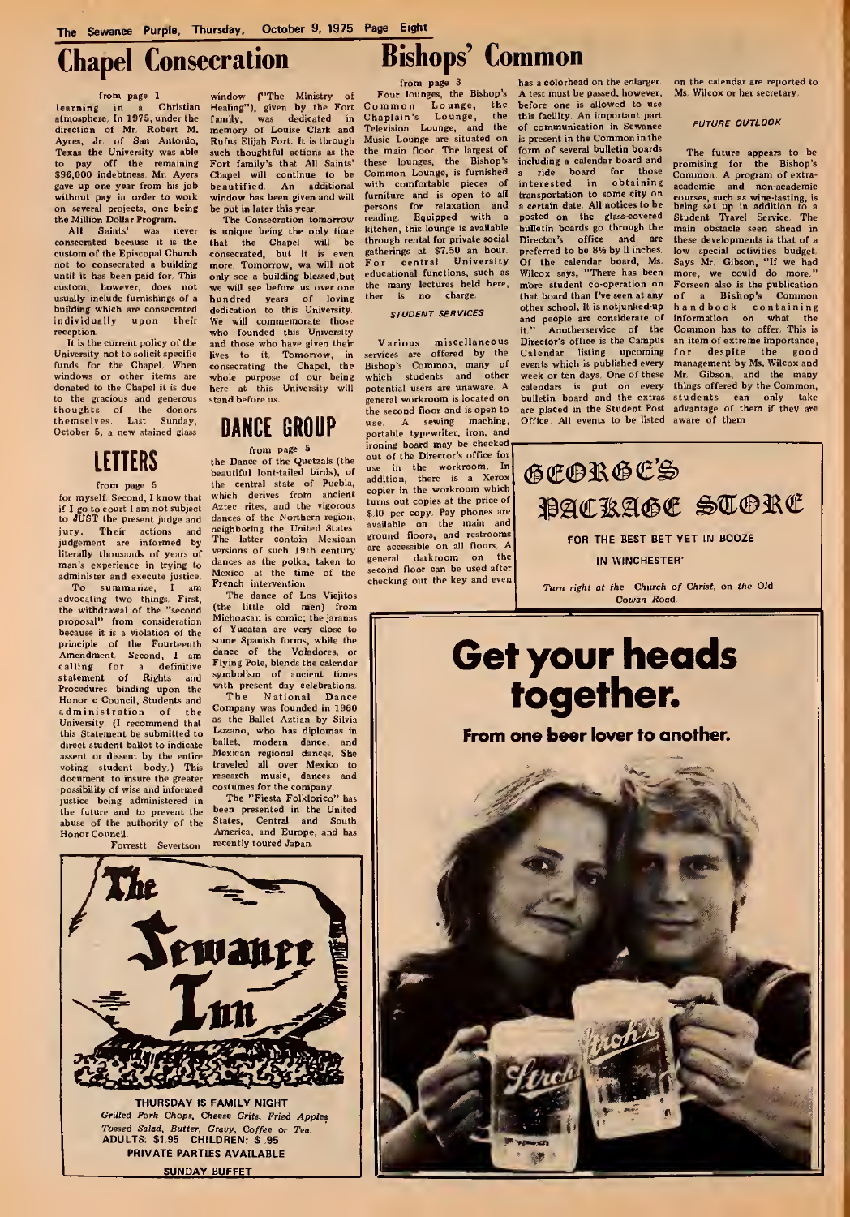## Chapel Consecration

from page 1

learning in a Christian atmosphere. In 1975, under the direction of Mr. Robert M. Ayres, Jr. of San Antonio, Texas the University was able to pay off the remaining $96,000 indebtness. Mr. Ayers gave up one year from his job without pay in order to work on several projects, one being the Million Dollar Program.

All Saints' was never consecrated because it is the custom of the Episcopal Church not to consecrated a building until it has been paid for. This custom, however, does not usually include furnishings of a building which are consecrated individually upon their reception.

It is the current policy of the University not to solicit specific funds for the Chapel. When windows or other items are donated to the Chapel it is due to the gracious and generous thoughts of the donors themselves. Last Sunday, October 5, a new stained glass window ("The Ministry of Healing"), given by the Fort family, was dedicated in memory of Louise Clark and Rufus Elijah Fort. It is through such thoughtful actions as the Fort family's that All Saints' Chapel will continue to be beautified. An additional window has been given and will be put in later this year.

The Consecration tomorrow is unique being the only time that the Chapel will be consecrated, but it is even more. Tomorrow, we will not only see a building blessed, but we will see before us over one hundred years of loving dedication to this University. We will commemorate those who founded this University and those who have given their lives to it. Tomorrow, in consecrating the Chapel, the whole purpose of our being here at this University will stand before us.

## LETTERS

from page 5

for myself. Second, I know that if I go to court I am not subject to JUST the present judge and jury. Their actions and judgement are informed by literally thousands of years of man's experience in trying to administer and execute justice.

To summarize, I am advocating two things. First, the withdrawal of the "second proposal" from consideration because it is a violation of the principle of the Fourteenth Amendment. Second, I am calling for a definitive statement of Rights and Procedures binding upon the Honor c Council, Students and administration of the University. (I recommend that this Statement be submitted to direct student ballot to indicate assent or dissent by the entire voting student body.) This document to insure the greater possibility of wise and informed justice being administered in the future and to prevent the abuse of the authority of the Honor Council.

Forrestt Severtson

## DANCE GROUP

from page 5

the Dance of the Quetzals (the beautiful lont-tailed birds), of the central state of Puebla, which derives from ancient Aztec rites, and the vigorous dances of the Northern region, neighboring the United States. The latter contain Mexican versions of such 19th century dances as the polka, taken to Mexico at the time of the French intervention.

The dance of Los Viejitos (the little old men) from Michoacan is comic; the jaranas of Yucatan are very close to some Spanish forms, while the dance of the Voladores, or Flying Pole, blends the calendar symbolism of ancient times with present day celebrations.

The National Dance Company was founded in 1960 as the Ballet Aztlan by Silvia Lozano, who has diplomas in ballet, modern dance, and Mexican regional dances. She traveled all over Mexico to research music, dances and costumes for the company.

The "Fiesta Folklorico" has been presented in the United States, Central and South America, and Europe, and has recently toured Japan.

## Bishops' Common

from page 3

Four lounges, the Bishop's Common Lounge, the Chaplain's Lounge, the Television Lounge, and the Music Lounge are situated on the main floor. The largest of these lounges, the Bishop's Common Lounge, is furnished with comfortable pieces of furniture and is open to all persons for relaxation and reading. Equipped with a kitchen, this lounge is available through rental for private social gatherings at $7.50 an hour. For central University educational functions, such as the many lectures held here, ther is no charge.

#### STUDENT SERVICES

Various miscellaneous services are offered by the Bishop's Common, many of which students and other potential users are unaware. A general workroom is located on the second floor and is open to use. A sewing maching, portable typewriter, iron, and ironing board may be checked out of the Director's office for use in the workroom. In addition, there is a Xerox copier in the workroom which turns out copies at the price of $.10 per copy. Pay phones are available on the main and ground floors, and restrooms are accessible on all floors. A general darkroom on the second floor can be used after checking out the key and even has a colorhead on the enlarger. A test must be passed, however, before one is allowed to use this facility. An important part of communication in Sewanee is present in the Common in the form of several bulletin boards including a calendar board and a ride board for those interested in obtaining transportation to some city on a certain date. All notices to be posted on the glass-covered bulletin boards go through the Director's office and are preferred to be 8½ by 11 inches. Of the calendar board, Ms. Wilcox says, "There has been more student co-operation on that board than I've seen at any other school. It is notjunked-up and people are considerate of it." Anotherservice of the Director's office is the Campus Calendar listing upcoming events which is published every week or ten days. One of these calendars is put on every bulletin board and the extras are placed in the Student Post Office. All events to be listed on the calendar are reported to Ms. Wilcox or her secretary.

#### FUTURE OUTLOOK

The future appears to be promising for the Bishop's Common. A program of extra-academic and non-academic courses, such as wine-tasting, is being set up in addition to a Student Travel Service. The main obstacle seen ahead in these developments is that of a low special activities budget. Says Mr. Gibson, "If we had more, we could do more." Forseen also is the publication of a Bishop's Common handbook containing information on what the Common has to offer. This is an item of extreme importance, for despite the good management by Ms. Wilcox and Mr. Gibson, and the many things offered by the Common, students can only take advantage of them if they are aware of them.

---

**GEORGE'S PACKAGE STORE**

FOR THE BEST BET YET IN BOOZE IN WINCHESTER'

*Turn right at the Church of Christ, on the Old Cowan Road.*

---

**The Sewanee Inn**

THURSDAY IS FAMILY NIGHT

*Grilled Pork Chops, Cheese Grits, Fried Apples Tossed Salad, Butter, Gravy, Coffee or Tea.*

ADULTS: $1.95 CHILDREN: $.95

PRIVATE PARTIES AVAILABLE

SUNDAY BUFFET

---

**Get your heads together.**

**From one beer lover to another.**